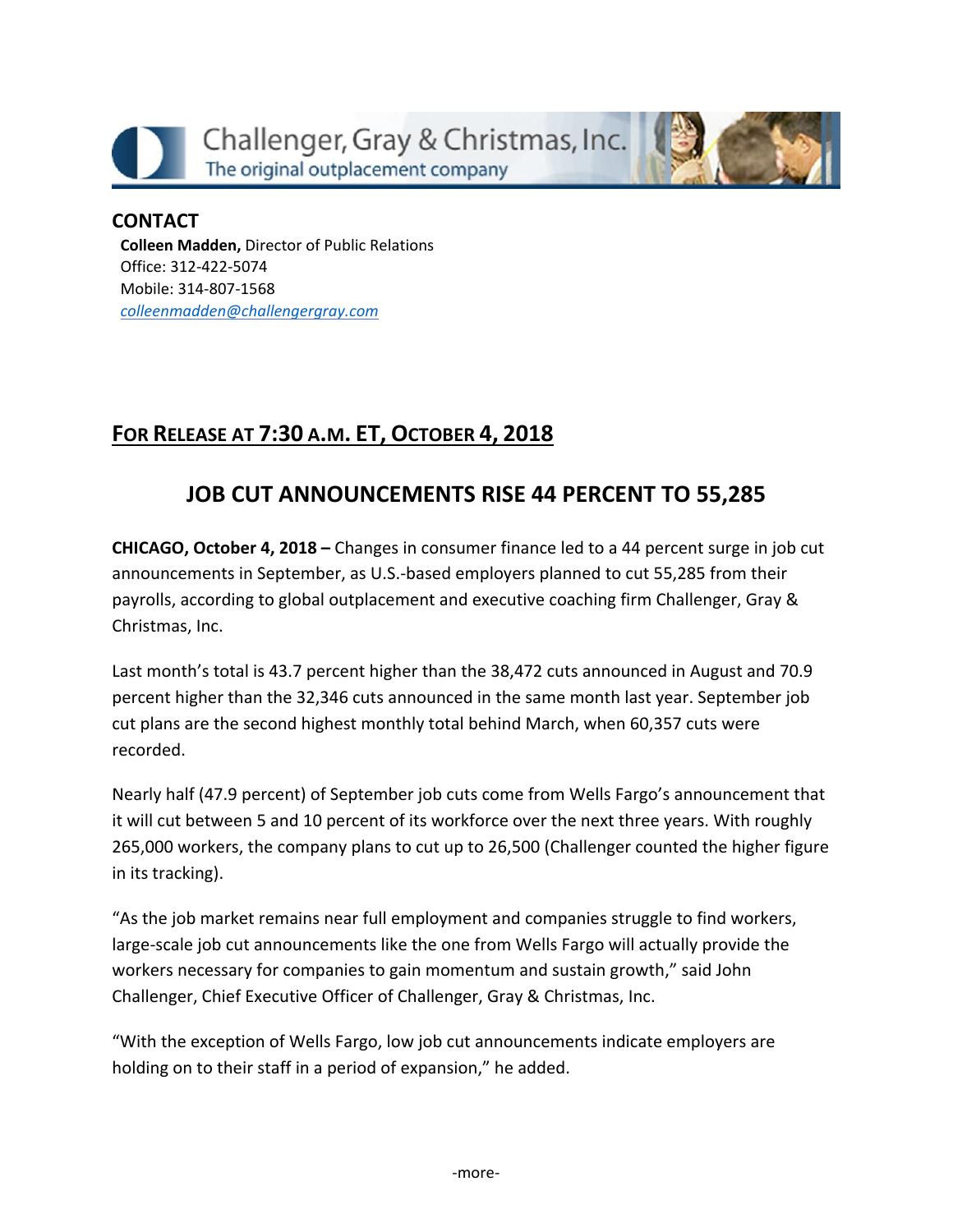Challenger, Gray & Christmas, Inc.
The original outplacement company

**CONTACT**
**Colleen Madden,** Director of Public Relations
Office: 312-422-5074
Mobile: 314-807-1568
colleenmadden@challengergray.com

## FOR RELEASE AT 7:30 A.M. ET, OCTOBER 4, 2018

# JOB CUT ANNOUNCEMENTS RISE 44 PERCENT TO 55,285

**CHICAGO, October 4, 2018 –** Changes in consumer finance led to a 44 percent surge in job cut announcements in September, as U.S.-based employers planned to cut 55,285 from their payrolls, according to global outplacement and executive coaching firm Challenger, Gray & Christmas, Inc.

Last month's total is 43.7 percent higher than the 38,472 cuts announced in August and 70.9 percent higher than the 32,346 cuts announced in the same month last year. September job cut plans are the second highest monthly total behind March, when 60,357 cuts were recorded.

Nearly half (47.9 percent) of September job cuts come from Wells Fargo's announcement that it will cut between 5 and 10 percent of its workforce over the next three years. With roughly 265,000 workers, the company plans to cut up to 26,500 (Challenger counted the higher figure in its tracking).

"As the job market remains near full employment and companies struggle to find workers, large-scale job cut announcements like the one from Wells Fargo will actually provide the workers necessary for companies to gain momentum and sustain growth," said John Challenger, Chief Executive Officer of Challenger, Gray & Christmas, Inc.

"With the exception of Wells Fargo, low job cut announcements indicate employers are holding on to their staff in a period of expansion," he added.

-more-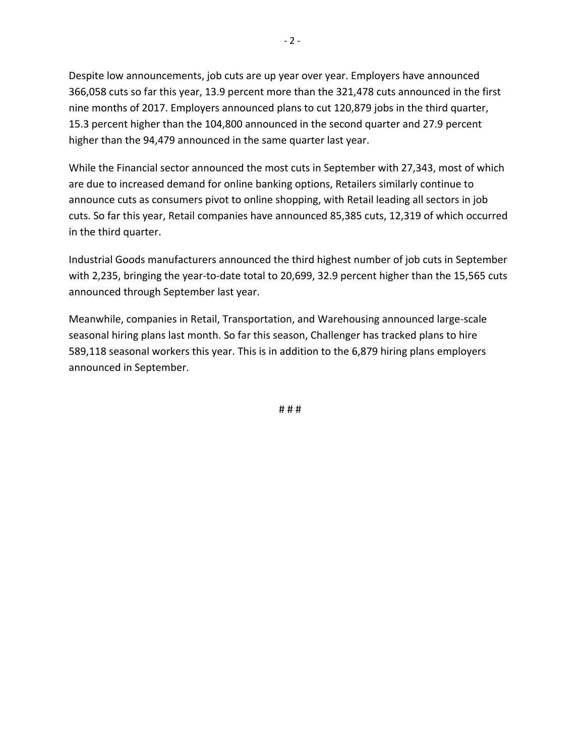Despite low announcements, job cuts are up year over year. Employers have announced 366,058 cuts so far this year, 13.9 percent more than the 321,478 cuts announced in the first nine months of 2017. Employers announced plans to cut 120,879 jobs in the third quarter, 15.3 percent higher than the 104,800 announced in the second quarter and 27.9 percent higher than the 94,479 announced in the same quarter last year.

While the Financial sector announced the most cuts in September with 27,343, most of which are due to increased demand for online banking options, Retailers similarly continue to announce cuts as consumers pivot to online shopping, with Retail leading all sectors in job cuts. So far this year, Retail companies have announced 85,385 cuts, 12,319 of which occurred in the third quarter.

Industrial Goods manufacturers announced the third highest number of job cuts in September with 2,235, bringing the year-to-date total to 20,699, 32.9 percent higher than the 15,565 cuts announced through September last year.

Meanwhile, companies in Retail, Transportation, and Warehousing announced large-scale seasonal hiring plans last month. So far this season, Challenger has tracked plans to hire 589,118 seasonal workers this year. This is in addition to the 6,879 hiring plans employers announced in September.

# # #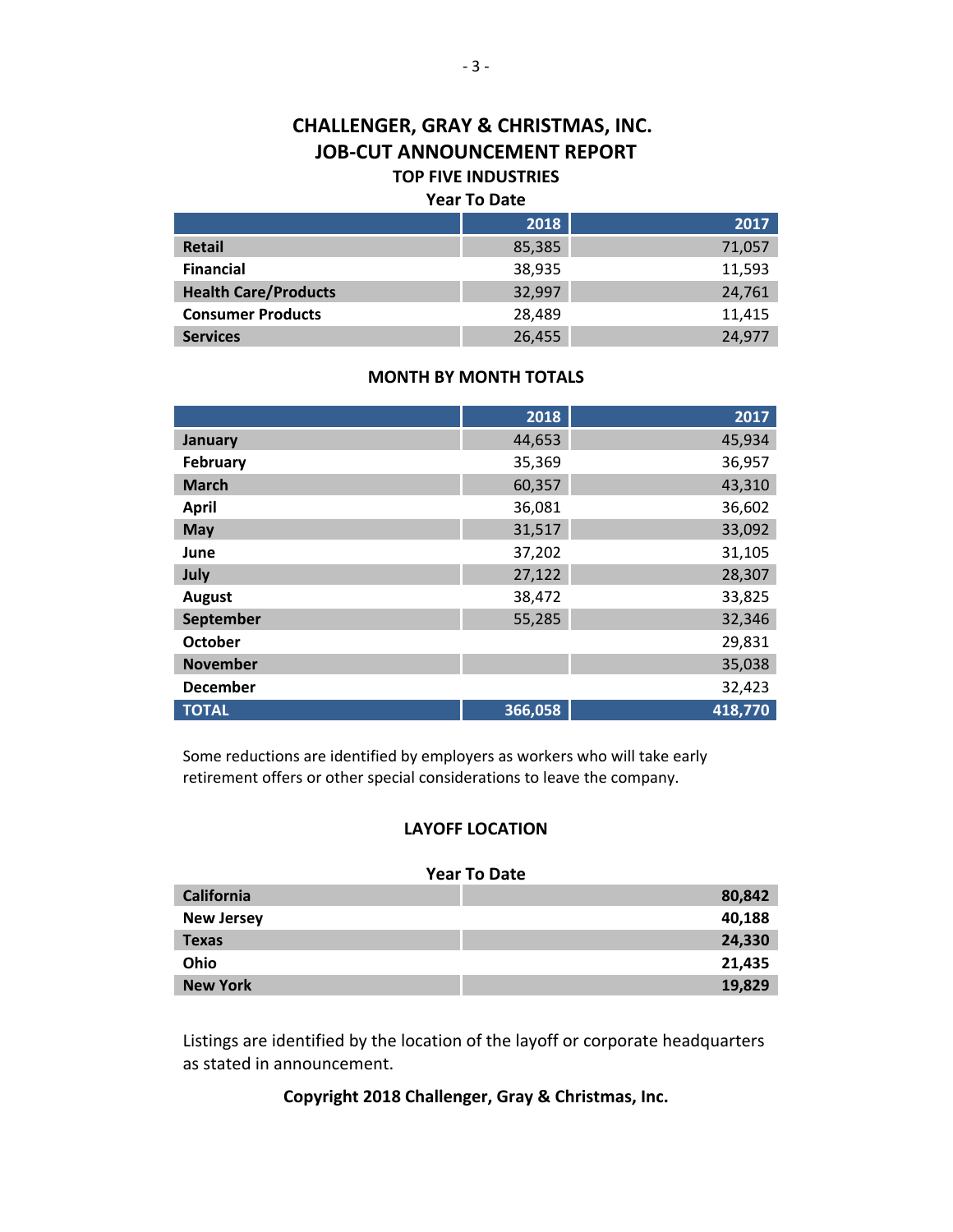# CHALLENGER, GRAY & CHRISTMAS, INC.
## JOB-CUT ANNOUNCEMENT REPORT
### TOP FIVE INDUSTRIES

**Year To Date**

| | 2018 | 2017 |
|---|---|---|
| **Retail** | 85,385 | 71,057 |
| **Financial** | 38,935 | 11,593 |
| **Health Care/Products** | 32,997 | 24,761 |
| **Consumer Products** | 28,489 | 11,415 |
| **Services** | 26,455 | 24,977 |

### MONTH BY MONTH TOTALS

| | 2018 | 2017 |
|---|---|---|
| **January** | 44,653 | 45,934 |
| **February** | 35,369 | 36,957 |
| **March** | 60,357 | 43,310 |
| **April** | 36,081 | 36,602 |
| **May** | 31,517 | 33,092 |
| **June** | 37,202 | 31,105 |
| **July** | 27,122 | 28,307 |
| **August** | 38,472 | 33,825 |
| **September** | 55,285 | 32,346 |
| **October** | | 29,831 |
| **November** | | 35,038 |
| **December** | | 32,423 |
| **TOTAL** | **366,058** | **418,770** |

Some reductions are identified by employers as workers who will take early retirement offers or other special considerations to leave the company.

### LAYOFF LOCATION

**Year To Date**

| | |
|---|---|
| **California** | **80,842** |
| **New Jersey** | **40,188** |
| **Texas** | **24,330** |
| **Ohio** | **21,435** |
| **New York** | **19,829** |

Listings are identified by the location of the layoff or corporate headquarters as stated in announcement.

**Copyright 2018 Challenger, Gray & Christmas, Inc.**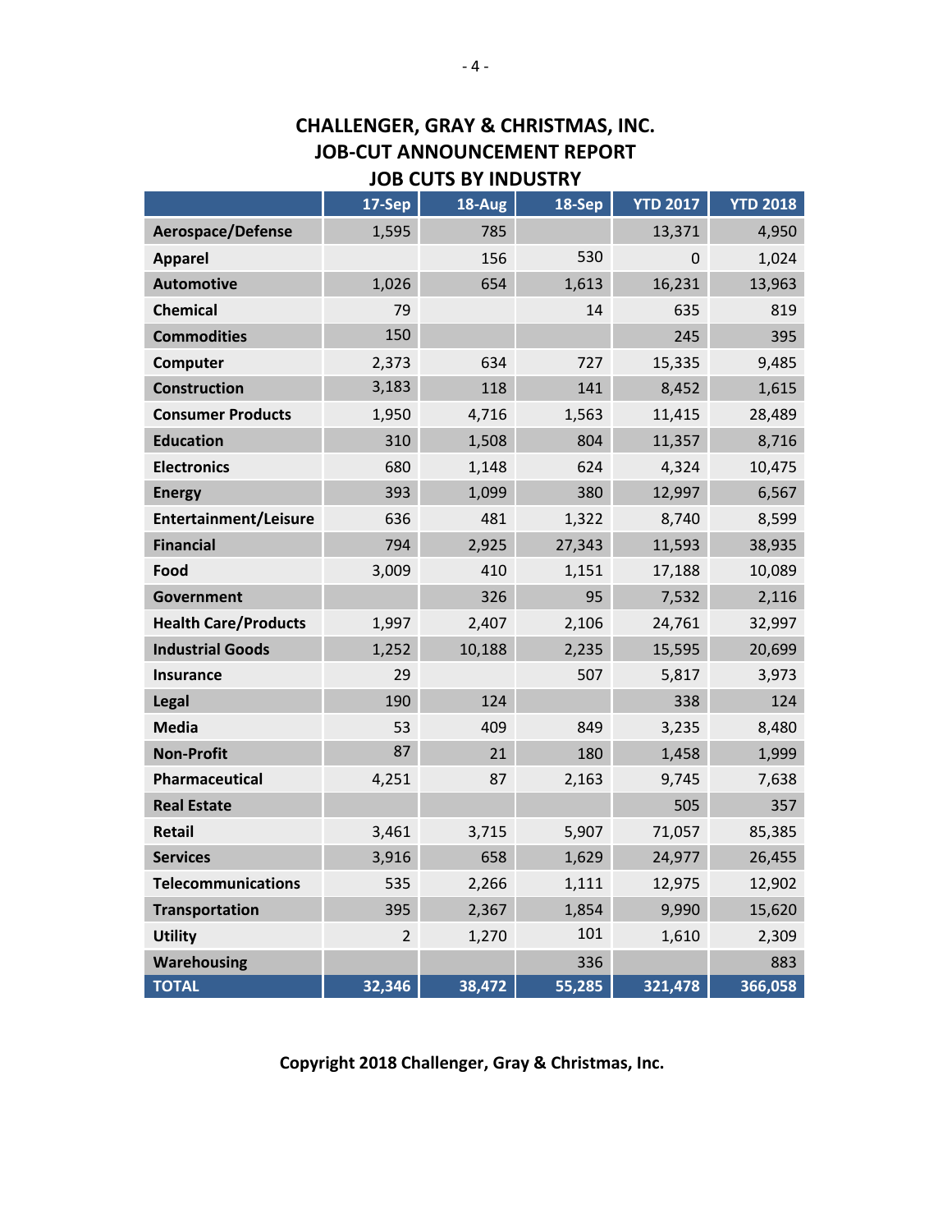# CHALLENGER, GRAY & CHRISTMAS, INC.
## JOB-CUT ANNOUNCEMENT REPORT
## JOB CUTS BY INDUSTRY

| | 17-Sep | 18-Aug | 18-Sep | YTD 2017 | YTD 2018 |
|---|---|---|---|---|---|
| **Aerospace/Defense** | 1,595 | 785 | | 13,371 | 4,950 |
| **Apparel** | | 156 | 530 | 0 | 1,024 |
| **Automotive** | 1,026 | 654 | 1,613 | 16,231 | 13,963 |
| **Chemical** | 79 | | 14 | 635 | 819 |
| **Commodities** | 150 | | | 245 | 395 |
| **Computer** | 2,373 | 634 | 727 | 15,335 | 9,485 |
| **Construction** | 3,183 | 118 | 141 | 8,452 | 1,615 |
| **Consumer Products** | 1,950 | 4,716 | 1,563 | 11,415 | 28,489 |
| **Education** | 310 | 1,508 | 804 | 11,357 | 8,716 |
| **Electronics** | 680 | 1,148 | 624 | 4,324 | 10,475 |
| **Energy** | 393 | 1,099 | 380 | 12,997 | 6,567 |
| **Entertainment/Leisure** | 636 | 481 | 1,322 | 8,740 | 8,599 |
| **Financial** | 794 | 2,925 | 27,343 | 11,593 | 38,935 |
| **Food** | 3,009 | 410 | 1,151 | 17,188 | 10,089 |
| **Government** | | 326 | 95 | 7,532 | 2,116 |
| **Health Care/Products** | 1,997 | 2,407 | 2,106 | 24,761 | 32,997 |
| **Industrial Goods** | 1,252 | 10,188 | 2,235 | 15,595 | 20,699 |
| **Insurance** | 29 | | 507 | 5,817 | 3,973 |
| **Legal** | 190 | 124 | | 338 | 124 |
| **Media** | 53 | 409 | 849 | 3,235 | 8,480 |
| **Non-Profit** | 87 | 21 | 180 | 1,458 | 1,999 |
| **Pharmaceutical** | 4,251 | 87 | 2,163 | 9,745 | 7,638 |
| **Real Estate** | | | | 505 | 357 |
| **Retail** | 3,461 | 3,715 | 5,907 | 71,057 | 85,385 |
| **Services** | 3,916 | 658 | 1,629 | 24,977 | 26,455 |
| **Telecommunications** | 535 | 2,266 | 1,111 | 12,975 | 12,902 |
| **Transportation** | 395 | 2,367 | 1,854 | 9,990 | 15,620 |
| **Utility** | 2 | 1,270 | 101 | 1,610 | 2,309 |
| **Warehousing** | | | 336 | | 883 |
| **TOTAL** | **32,346** | **38,472** | **55,285** | **321,478** | **366,058** |

**Copyright 2018 Challenger, Gray & Christmas, Inc.**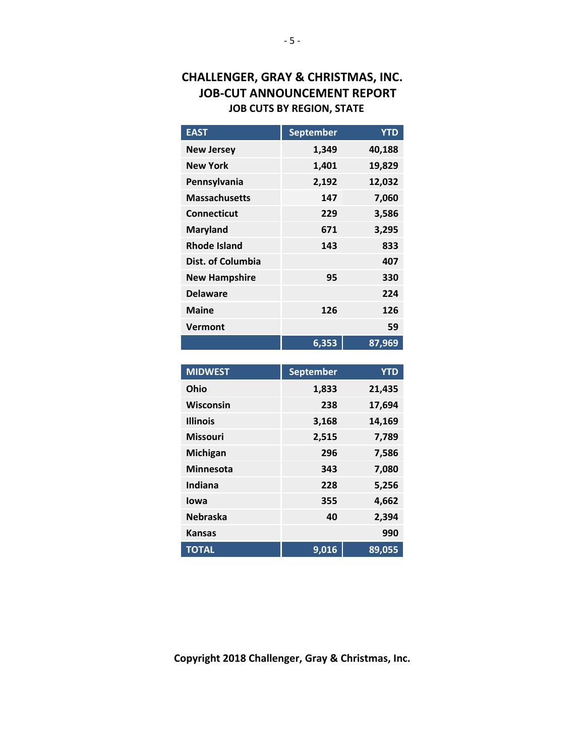# CHALLENGER, GRAY & CHRISTMAS, INC.
## JOB-CUT ANNOUNCEMENT REPORT
### JOB CUTS BY REGION, STATE

| EAST | September | YTD |
|---|---|---|
| New Jersey | 1,349 | 40,188 |
| New York | 1,401 | 19,829 |
| Pennsylvania | 2,192 | 12,032 |
| Massachusetts | 147 | 7,060 |
| Connecticut | 229 | 3,586 |
| Maryland | 671 | 3,295 |
| Rhode Island | 143 | 833 |
| Dist. of Columbia | | 407 |
| New Hampshire | 95 | 330 |
| Delaware | | 224 |
| Maine | 126 | 126 |
| Vermont | | 59 |
| | 6,353 | 87,969 |

| MIDWEST | September | YTD |
|---|---|---|
| Ohio | 1,833 | 21,435 |
| Wisconsin | 238 | 17,694 |
| Illinois | 3,168 | 14,169 |
| Missouri | 2,515 | 7,789 |
| Michigan | 296 | 7,586 |
| Minnesota | 343 | 7,080 |
| Indiana | 228 | 5,256 |
| Iowa | 355 | 4,662 |
| Nebraska | 40 | 2,394 |
| Kansas | | 990 |
| TOTAL | 9,016 | 89,055 |

**Copyright 2018 Challenger, Gray & Christmas, Inc.**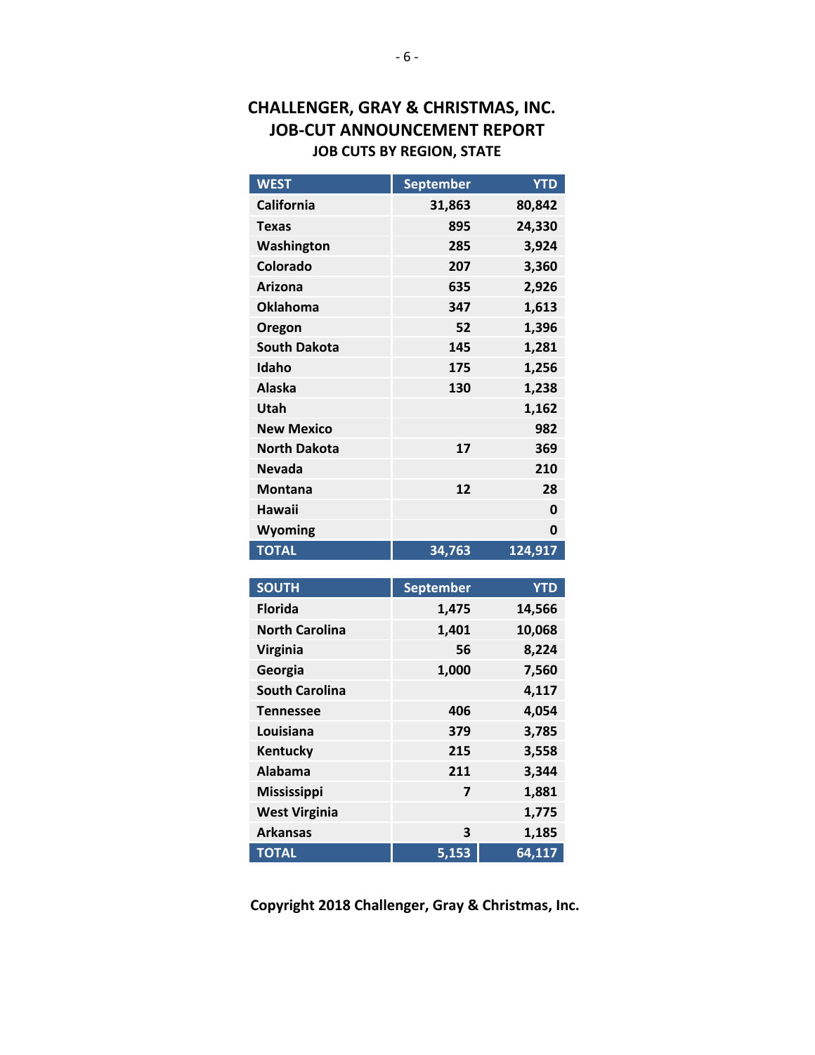# CHALLENGER, GRAY & CHRISTMAS, INC.
## JOB-CUT ANNOUNCEMENT REPORT
### JOB CUTS BY REGION, STATE

| WEST | September | YTD |
|---|---|---|
| California | 31,863 | 80,842 |
| Texas | 895 | 24,330 |
| Washington | 285 | 3,924 |
| Colorado | 207 | 3,360 |
| Arizona | 635 | 2,926 |
| Oklahoma | 347 | 1,613 |
| Oregon | 52 | 1,396 |
| South Dakota | 145 | 1,281 |
| Idaho | 175 | 1,256 |
| Alaska | 130 | 1,238 |
| Utah | | 1,162 |
| New Mexico | | 982 |
| North Dakota | 17 | 369 |
| Nevada | | 210 |
| Montana | 12 | 28 |
| Hawaii | | 0 |
| Wyoming | | 0 |
| TOTAL | 34,763 | 124,917 |

| SOUTH | September | YTD |
|---|---|---|
| Florida | 1,475 | 14,566 |
| North Carolina | 1,401 | 10,068 |
| Virginia | 56 | 8,224 |
| Georgia | 1,000 | 7,560 |
| South Carolina | | 4,117 |
| Tennessee | 406 | 4,054 |
| Louisiana | 379 | 3,785 |
| Kentucky | 215 | 3,558 |
| Alabama | 211 | 3,344 |
| Mississippi | 7 | 1,881 |
| West Virginia | | 1,775 |
| Arkansas | 3 | 1,185 |
| TOTAL | 5,153 | 64,117 |

**Copyright 2018 Challenger, Gray & Christmas, Inc.**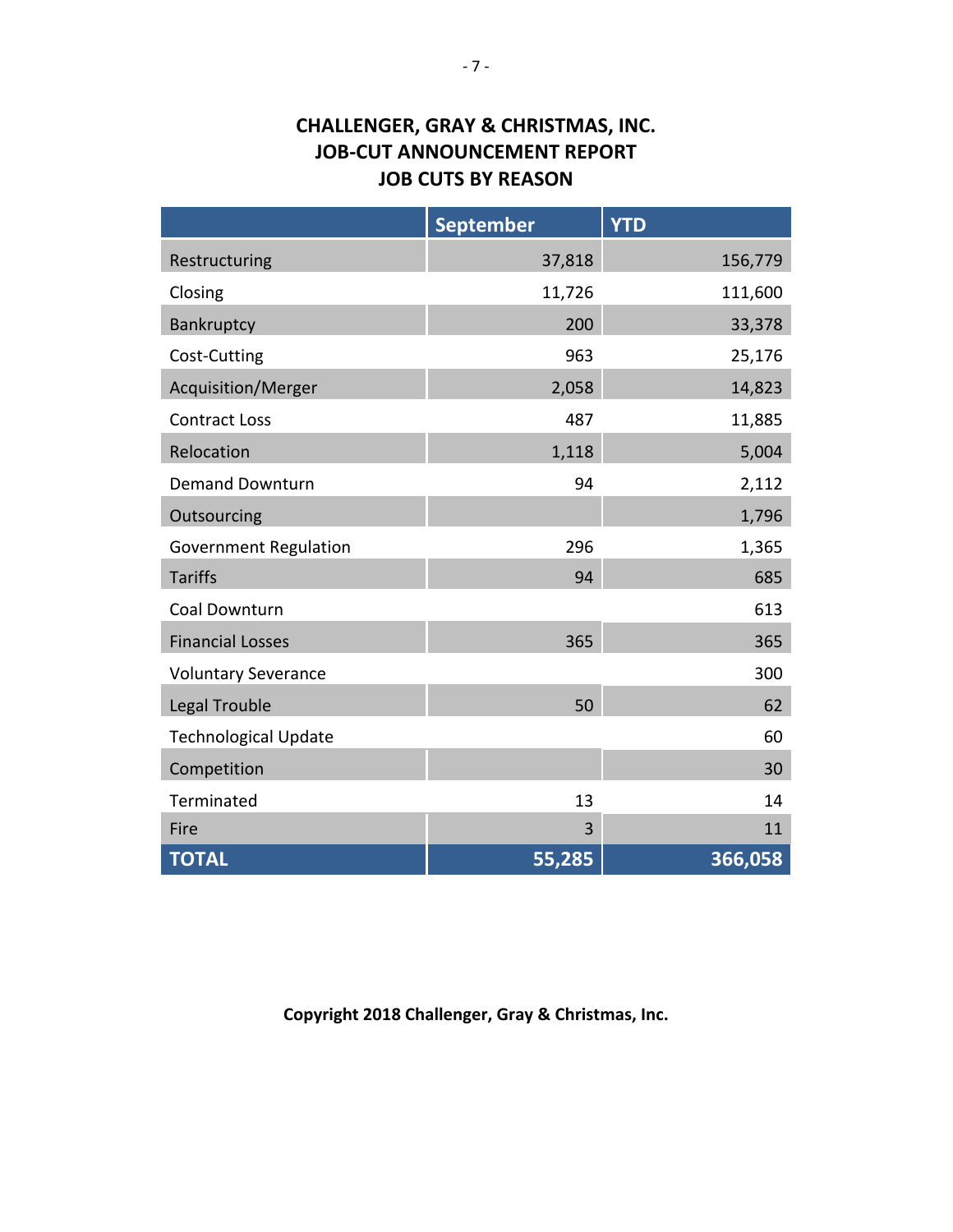# CHALLENGER, GRAY & CHRISTMAS, INC.
## JOB-CUT ANNOUNCEMENT REPORT
## JOB CUTS BY REASON

| | September | YTD |
|---|---:|---:|
| Restructuring | 37,818 | 156,779 |
| Closing | 11,726 | 111,600 |
| Bankruptcy | 200 | 33,378 |
| Cost-Cutting | 963 | 25,176 |
| Acquisition/Merger | 2,058 | 14,823 |
| Contract Loss | 487 | 11,885 |
| Relocation | 1,118 | 5,004 |
| Demand Downturn | 94 | 2,112 |
| Outsourcing | | 1,796 |
| Government Regulation | 296 | 1,365 |
| Tariffs | 94 | 685 |
| Coal Downturn | | 613 |
| Financial Losses | 365 | 365 |
| Voluntary Severance | | 300 |
| Legal Trouble | 50 | 62 |
| Technological Update | | 60 |
| Competition | | 30 |
| Terminated | 13 | 14 |
| Fire | 3 | 11 |
| **TOTAL** | **55,285** | **366,058** |

**Copyright 2018 Challenger, Gray & Christmas, Inc.**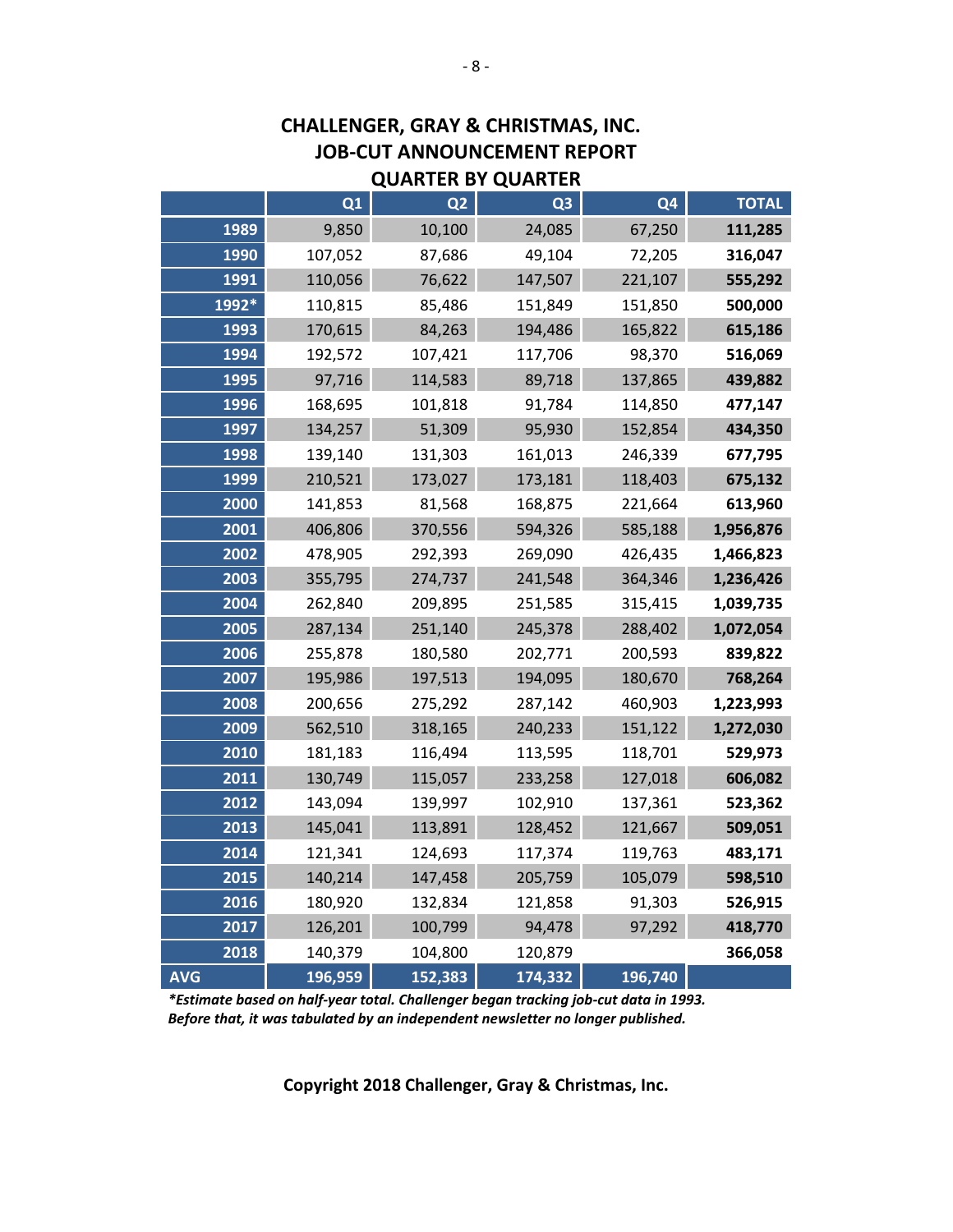# CHALLENGER, GRAY & CHRISTMAS, INC.
## JOB-CUT ANNOUNCEMENT REPORT
## QUARTER BY QUARTER

| | Q1 | Q2 | Q3 | Q4 | TOTAL |
|---|---|---|---|---|---|
| 1989 | 9,850 | 10,100 | 24,085 | 67,250 | **111,285** |
| 1990 | 107,052 | 87,686 | 49,104 | 72,205 | **316,047** |
| 1991 | 110,056 | 76,622 | 147,507 | 221,107 | **555,292** |
| 1992* | 110,815 | 85,486 | 151,849 | 151,850 | **500,000** |
| 1993 | 170,615 | 84,263 | 194,486 | 165,822 | **615,186** |
| 1994 | 192,572 | 107,421 | 117,706 | 98,370 | **516,069** |
| 1995 | 97,716 | 114,583 | 89,718 | 137,865 | **439,882** |
| 1996 | 168,695 | 101,818 | 91,784 | 114,850 | **477,147** |
| 1997 | 134,257 | 51,309 | 95,930 | 152,854 | **434,350** |
| 1998 | 139,140 | 131,303 | 161,013 | 246,339 | **677,795** |
| 1999 | 210,521 | 173,027 | 173,181 | 118,403 | **675,132** |
| 2000 | 141,853 | 81,568 | 168,875 | 221,664 | **613,960** |
| 2001 | 406,806 | 370,556 | 594,326 | 585,188 | **1,956,876** |
| 2002 | 478,905 | 292,393 | 269,090 | 426,435 | **1,466,823** |
| 2003 | 355,795 | 274,737 | 241,548 | 364,346 | **1,236,426** |
| 2004 | 262,840 | 209,895 | 251,585 | 315,415 | **1,039,735** |
| 2005 | 287,134 | 251,140 | 245,378 | 288,402 | **1,072,054** |
| 2006 | 255,878 | 180,580 | 202,771 | 200,593 | **839,822** |
| 2007 | 195,986 | 197,513 | 194,095 | 180,670 | **768,264** |
| 2008 | 200,656 | 275,292 | 287,142 | 460,903 | **1,223,993** |
| 2009 | 562,510 | 318,165 | 240,233 | 151,122 | **1,272,030** |
| 2010 | 181,183 | 116,494 | 113,595 | 118,701 | **529,973** |
| 2011 | 130,749 | 115,057 | 233,258 | 127,018 | **606,082** |
| 2012 | 143,094 | 139,997 | 102,910 | 137,361 | **523,362** |
| 2013 | 145,041 | 113,891 | 128,452 | 121,667 | **509,051** |
| 2014 | 121,341 | 124,693 | 117,374 | 119,763 | **483,171** |
| 2015 | 140,214 | 147,458 | 205,759 | 105,079 | **598,510** |
| 2016 | 180,920 | 132,834 | 121,858 | 91,303 | **526,915** |
| 2017 | 126,201 | 100,799 | 94,478 | 97,292 | **418,770** |
| 2018 | 140,379 | 104,800 | 120,879 | | **366,058** |
| AVG | 196,959 | 152,383 | 174,332 | 196,740 | |

***Estimate based on half-year total. Challenger began tracking job-cut data in 1993. Before that, it was tabulated by an independent newsletter no longer published.***

**Copyright 2018 Challenger, Gray & Christmas, Inc.**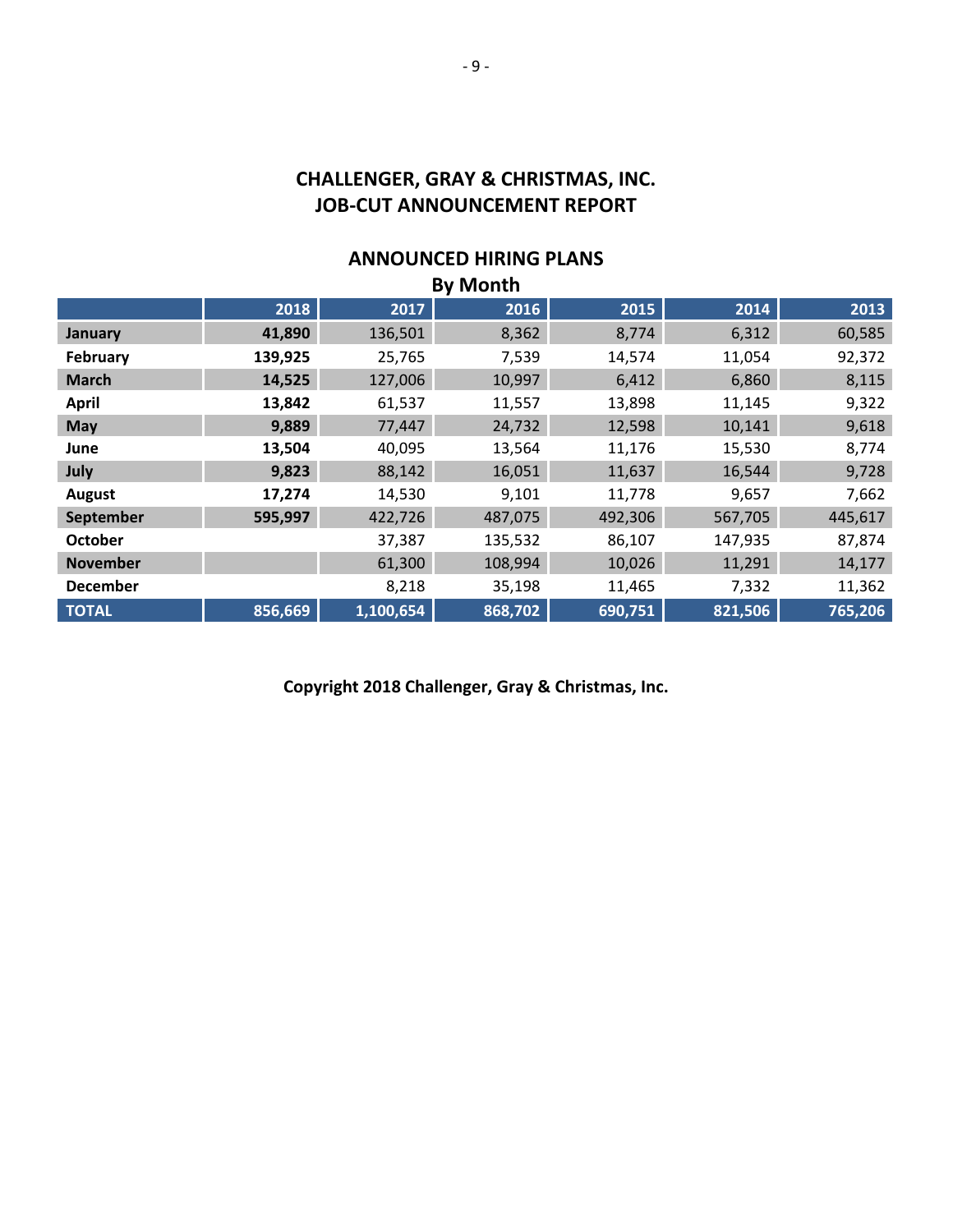# CHALLENGER, GRAY & CHRISTMAS, INC.
# JOB-CUT ANNOUNCEMENT REPORT

## ANNOUNCED HIRING PLANS
### By Month

| | 2018 | 2017 | 2016 | 2015 | 2014 | 2013 |
|---|---|---|---|---|---|---|
| **January** | **41,890** | 136,501 | 8,362 | 8,774 | 6,312 | 60,585 |
| **February** | **139,925** | 25,765 | 7,539 | 14,574 | 11,054 | 92,372 |
| **March** | **14,525** | 127,006 | 10,997 | 6,412 | 6,860 | 8,115 |
| **April** | **13,842** | 61,537 | 11,557 | 13,898 | 11,145 | 9,322 |
| **May** | **9,889** | 77,447 | 24,732 | 12,598 | 10,141 | 9,618 |
| **June** | **13,504** | 40,095 | 13,564 | 11,176 | 15,530 | 8,774 |
| **July** | **9,823** | 88,142 | 16,051 | 11,637 | 16,544 | 9,728 |
| **August** | **17,274** | 14,530 | 9,101 | 11,778 | 9,657 | 7,662 |
| **September** | **595,997** | 422,726 | 487,075 | 492,306 | 567,705 | 445,617 |
| **October** | | 37,387 | 135,532 | 86,107 | 147,935 | 87,874 |
| **November** | | 61,300 | 108,994 | 10,026 | 11,291 | 14,177 |
| **December** | | 8,218 | 35,198 | 11,465 | 7,332 | 11,362 |
| **TOTAL** | **856,669** | **1,100,654** | **868,702** | **690,751** | **821,506** | **765,206** |

**Copyright 2018 Challenger, Gray & Christmas, Inc.**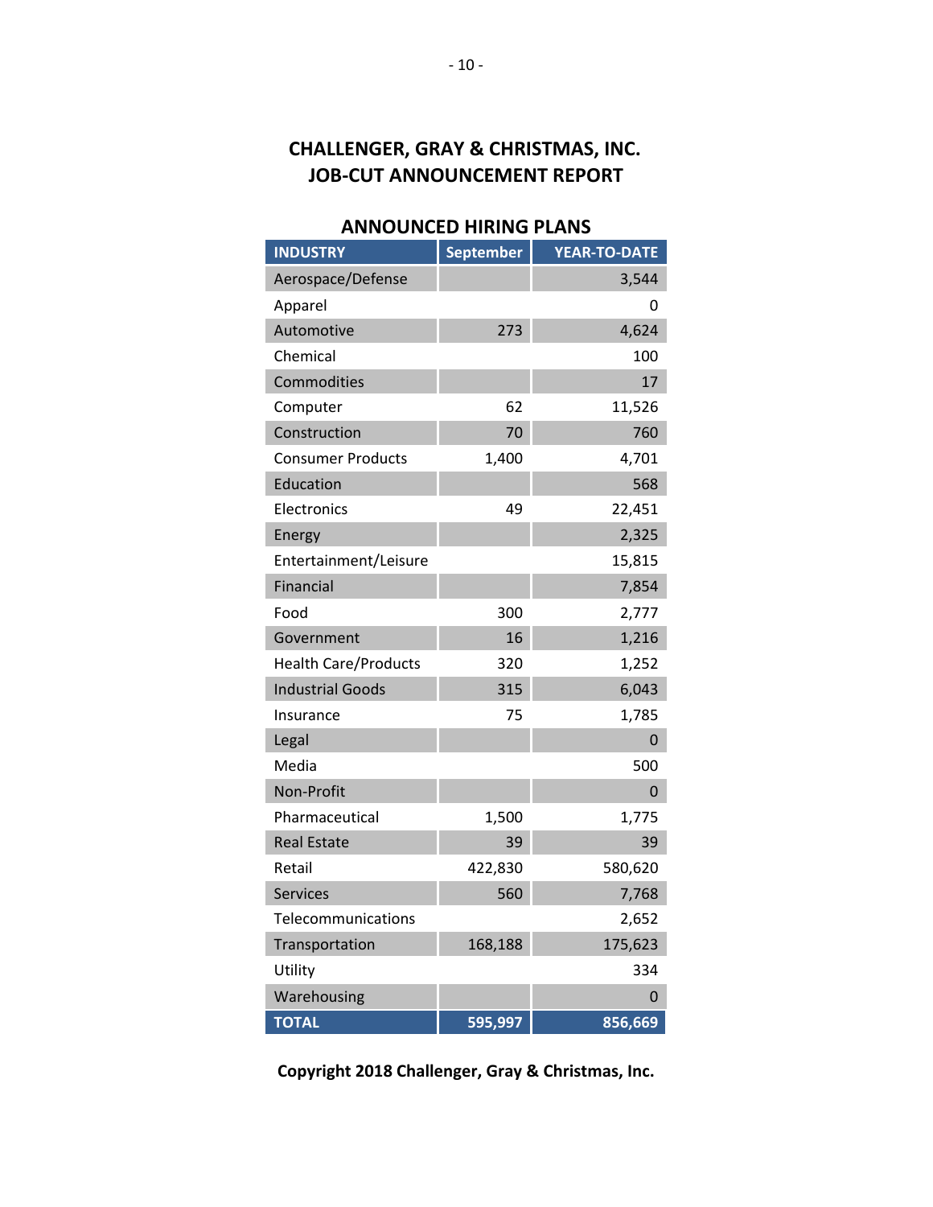# CHALLENGER, GRAY & CHRISTMAS, INC.
# JOB-CUT ANNOUNCEMENT REPORT

## ANNOUNCED HIRING PLANS

| INDUSTRY | September | YEAR-TO-DATE |
|---|---|---|
| Aerospace/Defense | | 3,544 |
| Apparel | | 0 |
| Automotive | 273 | 4,624 |
| Chemical | | 100 |
| Commodities | | 17 |
| Computer | 62 | 11,526 |
| Construction | 70 | 760 |
| Consumer Products | 1,400 | 4,701 |
| Education | | 568 |
| Electronics | 49 | 22,451 |
| Energy | | 2,325 |
| Entertainment/Leisure | | 15,815 |
| Financial | | 7,854 |
| Food | 300 | 2,777 |
| Government | 16 | 1,216 |
| Health Care/Products | 320 | 1,252 |
| Industrial Goods | 315 | 6,043 |
| Insurance | 75 | 1,785 |
| Legal | | 0 |
| Media | | 500 |
| Non-Profit | | 0 |
| Pharmaceutical | 1,500 | 1,775 |
| Real Estate | 39 | 39 |
| Retail | 422,830 | 580,620 |
| Services | 560 | 7,768 |
| Telecommunications | | 2,652 |
| Transportation | 168,188 | 175,623 |
| Utility | | 334 |
| Warehousing | | 0 |
| **TOTAL** | **595,997** | **856,669** |

**Copyright 2018 Challenger, Gray & Christmas, Inc.**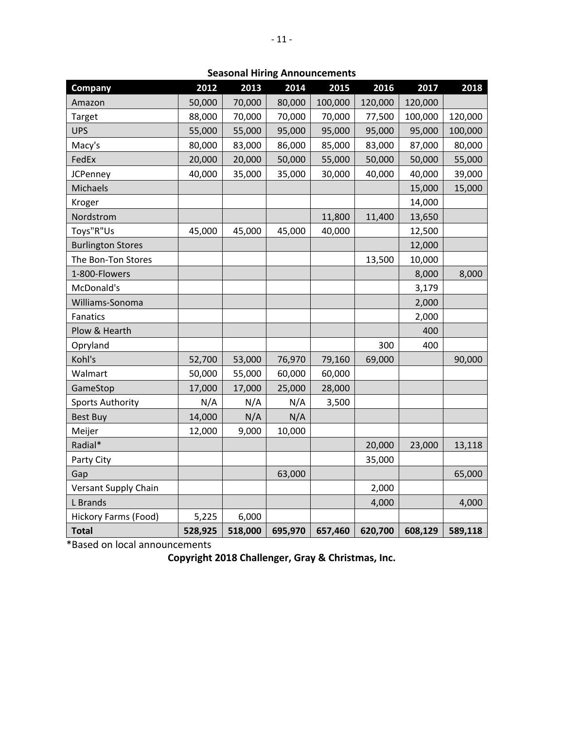**Seasonal Hiring Announcements**

| Company | 2012 | 2013 | 2014 | 2015 | 2016 | 2017 | 2018 |
|---|---|---|---|---|---|---|---|
| Amazon | 50,000 | 70,000 | 80,000 | 100,000 | 120,000 | 120,000 | |
| Target | 88,000 | 70,000 | 70,000 | 70,000 | 77,500 | 100,000 | 120,000 |
| UPS | 55,000 | 55,000 | 95,000 | 95,000 | 95,000 | 95,000 | 100,000 |
| Macy's | 80,000 | 83,000 | 86,000 | 85,000 | 83,000 | 87,000 | 80,000 |
| FedEx | 20,000 | 20,000 | 50,000 | 55,000 | 50,000 | 50,000 | 55,000 |
| JCPenney | 40,000 | 35,000 | 35,000 | 30,000 | 40,000 | 40,000 | 39,000 |
| Michaels | | | | | | 15,000 | 15,000 |
| Kroger | | | | | | 14,000 | |
| Nordstrom | | | | 11,800 | 11,400 | 13,650 | |
| Toys"R"Us | 45,000 | 45,000 | 45,000 | 40,000 | | 12,500 | |
| Burlington Stores | | | | | | 12,000 | |
| The Bon-Ton Stores | | | | | 13,500 | 10,000 | |
| 1-800-Flowers | | | | | | 8,000 | 8,000 |
| McDonald's | | | | | | 3,179 | |
| Williams-Sonoma | | | | | | 2,000 | |
| Fanatics | | | | | | 2,000 | |
| Plow & Hearth | | | | | | 400 | |
| Opryland | | | | | 300 | 400 | |
| Kohl's | 52,700 | 53,000 | 76,970 | 79,160 | 69,000 | | 90,000 |
| Walmart | 50,000 | 55,000 | 60,000 | 60,000 | | | |
| GameStop | 17,000 | 17,000 | 25,000 | 28,000 | | | |
| Sports Authority | N/A | N/A | N/A | 3,500 | | | |
| Best Buy | 14,000 | N/A | N/A | | | | |
| Meijer | 12,000 | 9,000 | 10,000 | | | | |
| Radial* | | | | | 20,000 | 23,000 | 13,118 |
| Party City | | | | | 35,000 | | |
| Gap | | | 63,000 | | | | 65,000 |
| Versant Supply Chain | | | | | 2,000 | | |
| L Brands | | | | | 4,000 | | 4,000 |
| Hickory Farms (Food) | 5,225 | 6,000 | | | | | |
| **Total** | **528,925** | **518,000** | **695,970** | **657,460** | **620,700** | **608,129** | **589,118** |

*Based on local announcements

**Copyright 2018 Challenger, Gray & Christmas, Inc.**